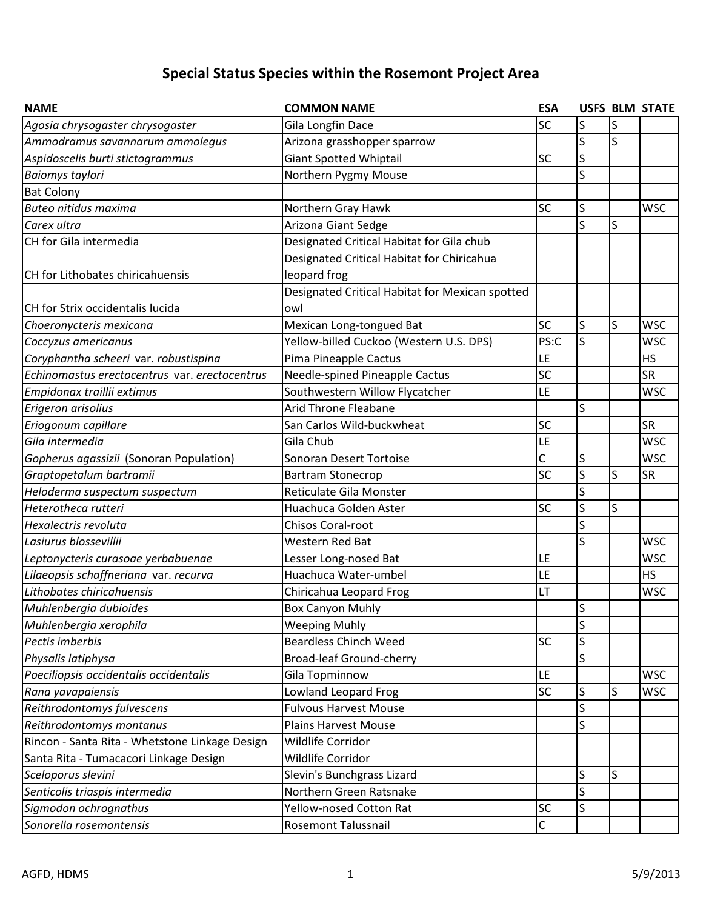# Special Status Species within the Rosemont Project Area

| NAME | COMMON NAME | ESA | USFS | BLM | STATE |
|---|---|---|---|---|---|
| *Agosia chrysogaster chrysogaster* | Gila Longfin Dace | SC | S | S | |
| *Ammodramus savannarum ammolegus* | Arizona grasshopper sparrow | | S | S | |
| *Aspidoscelis burti stictogrammus* | Giant Spotted Whiptail | SC | S | | |
| *Baiomys taylori* | Northern Pygmy Mouse | | S | | |
| Bat Colony | | | | | |
| *Buteo nitidus maxima* | Northern Gray Hawk | SC | S | | WSC |
| *Carex ultra* | Arizona Giant Sedge | | S | S | |
| CH for Gila intermedia | Designated Critical Habitat for Gila chub | | | | |
| CH for Lithobates chiricahuensis | Designated Critical Habitat for Chiricahua leopard frog | | | | |
| CH for Strix occidentalis lucida | Designated Critical Habitat for Mexican spotted owl | | | | |
| *Choeronycteris mexicana* | Mexican Long-tongued Bat | SC | S | S | WSC |
| *Coccyzus americanus* | Yellow-billed Cuckoo (Western U.S. DPS) | PS:C | S | | WSC |
| *Coryphantha scheeri* var. *robustispina* | Pima Pineapple Cactus | LE | | | HS |
| *Echinomastus erectocentrus* var. *erectocentrus* | Needle-spined Pineapple Cactus | SC | | | SR |
| *Empidonax traillii extimus* | Southwestern Willow Flycatcher | LE | | | WSC |
| *Erigeron arisolius* | Arid Throne Fleabane | | S | | |
| *Eriogonum capillare* | San Carlos Wild-buckwheat | SC | | | SR |
| *Gila intermedia* | Gila Chub | LE | | | WSC |
| *Gopherus agassizii* (Sonoran Population) | Sonoran Desert Tortoise | C | S | | WSC |
| *Graptopetalum bartramii* | Bartram Stonecrop | SC | S | S | SR |
| *Heloderma suspectum suspectum* | Reticulate Gila Monster | | S | | |
| *Heterotheca rutteri* | Huachuca Golden Aster | SC | S | S | |
| *Hexalectris revoluta* | Chisos Coral-root | | S | | |
| *Lasiurus blossevillii* | Western Red Bat | | S | | WSC |
| *Leptonycteris curasoae yerbabuenae* | Lesser Long-nosed Bat | LE | | | WSC |
| *Lilaeopsis schaffneriana* var. *recurva* | Huachuca Water-umbel | LE | | | HS |
| *Lithobates chiricahuensis* | Chiricahua Leopard Frog | LT | | | WSC |
| *Muhlenbergia dubioides* | Box Canyon Muhly | | S | | |
| *Muhlenbergia xerophila* | Weeping Muhly | | S | | |
| *Pectis imberbis* | Beardless Chinch Weed | SC | S | | |
| *Physalis latiphysa* | Broad-leaf Ground-cherry | | S | | |
| *Poeciliopsis occidentalis occidentalis* | Gila Topminnow | LE | | | WSC |
| *Rana yavapaiensis* | Lowland Leopard Frog | SC | S | S | WSC |
| *Reithrodontomys fulvescens* | Fulvous Harvest Mouse | | S | | |
| *Reithrodontomys montanus* | Plains Harvest Mouse | | S | | |
| Rincon - Santa Rita - Whetstone Linkage Design | Wildlife Corridor | | | | |
| Santa Rita - Tumacacori Linkage Design | Wildlife Corridor | | | | |
| *Sceloporus slevini* | Slevin's Bunchgrass Lizard | | S | S | |
| *Senticolis triaspis intermedia* | Northern Green Ratsnake | | S | | |
| *Sigmodon ochrognathus* | Yellow-nosed Cotton Rat | SC | S | | |
| *Sonorella rosemontensis* | Rosemont Talussnail | C | | | |

AGFD, HDMS

5/9/2013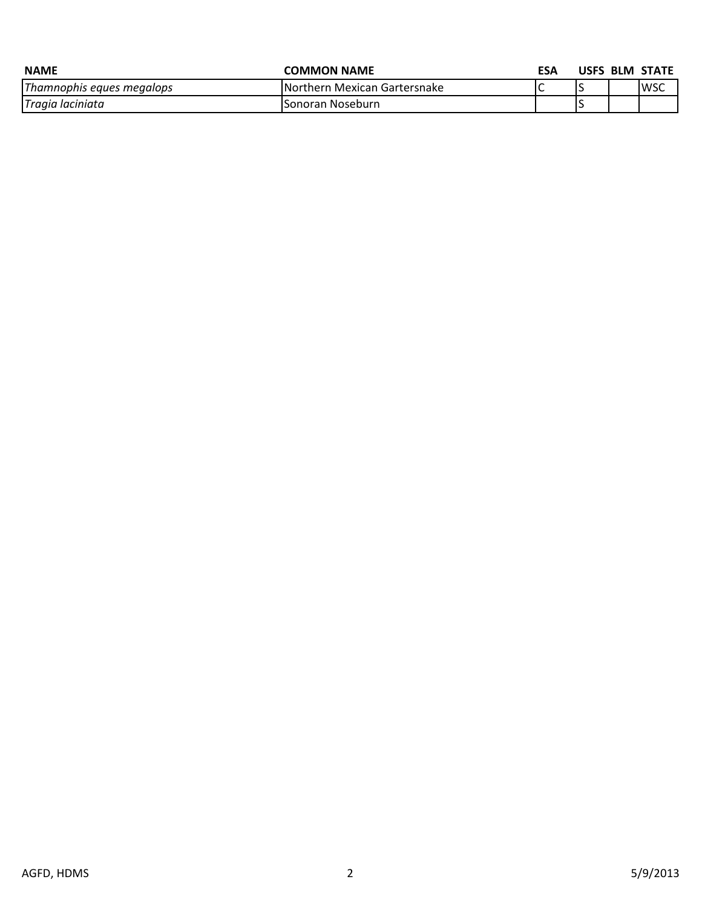| NAME | COMMON NAME | ESA | USFS | BLM | STATE |
|---|---|---|---|---|---|
| *Thamnophis eques megalops* | Northern Mexican Gartersnake | C | S | | WSC |
| *Tragia laciniata* | Sonoran Noseburn | | S | | |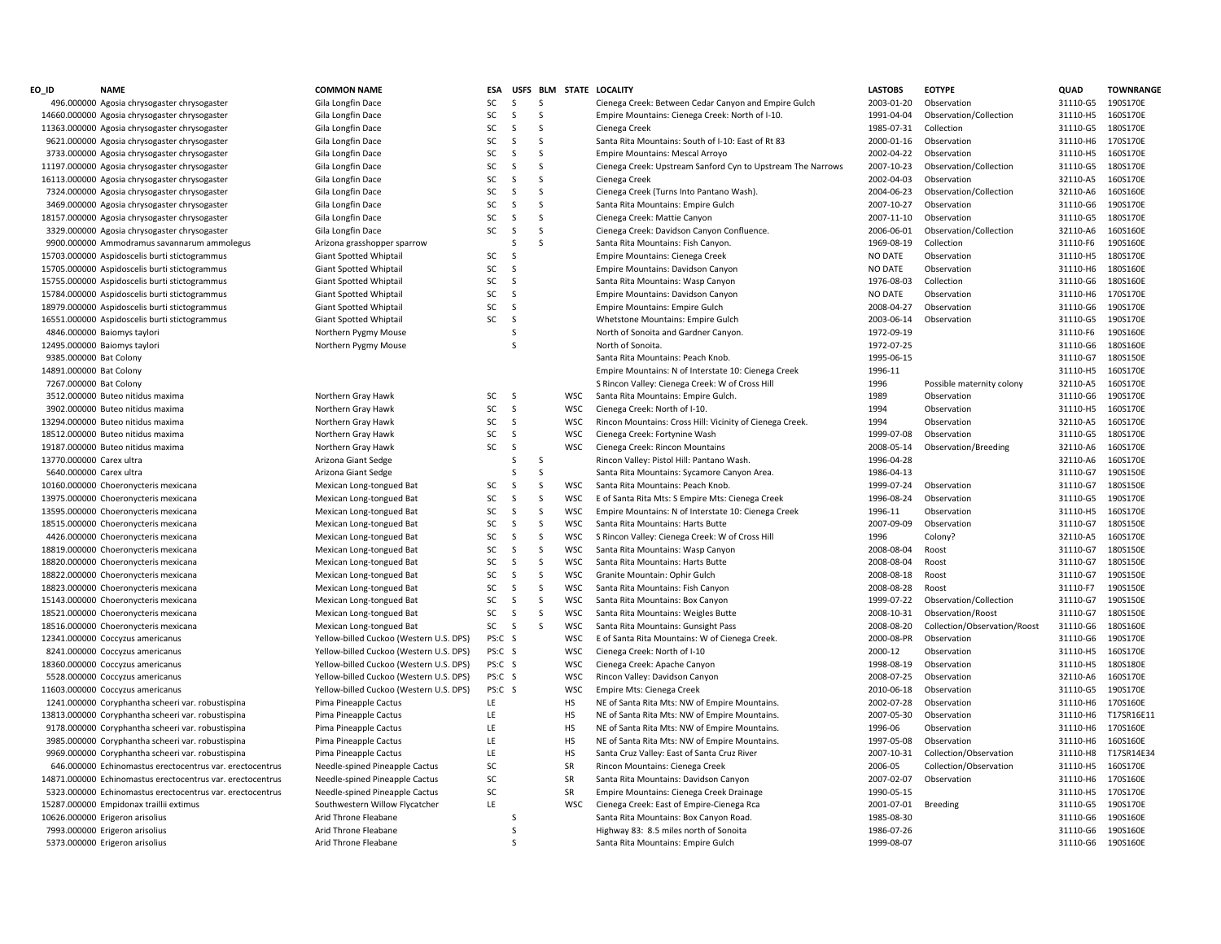| EO_ID | NAME | COMMON NAME | ESA | USFS | BLM | STATE | LOCALITY | LASTOBS | EOTYPE | QUAD | TOWNRANGE |
|---|---|---|---|---|---|---|---|---|---|---|---|
| 496.000000 | Agosia chrysogaster chrysogaster | Gila Longfin Dace | SC | S | S | | Cienega Creek: Between Cedar Canyon and Empire Gulch | 2003-01-20 | Observation | 31110-G5 | 190S170E |
| 14660.000000 | Agosia chrysogaster chrysogaster | Gila Longfin Dace | SC | S | S | | Empire Mountains: Cienega Creek: North of I-10. | 1991-04-04 | Observation/Collection | 31110-H5 | 160S170E |
| 11363.000000 | Agosia chrysogaster chrysogaster | Gila Longfin Dace | SC | S | S | | Cienega Creek | 1985-07-31 | Collection | 31110-G5 | 180S170E |
| 9621.000000 | Agosia chrysogaster chrysogaster | Gila Longfin Dace | SC | S | S | | Santa Rita Mountains: South of I-10: East of Rt 83 | 2000-01-16 | Observation | 31110-H6 | 170S170E |
| 3733.000000 | Agosia chrysogaster chrysogaster | Gila Longfin Dace | SC | S | S | | Empire Mountains: Mescal Arroyo | 2002-04-22 | Observation | 31110-H5 | 160S170E |
| 11197.000000 | Agosia chrysogaster chrysogaster | Gila Longfin Dace | SC | S | S | | Cienega Creek: Upstream Sanford Cyn to Upstream The Narrows | 2007-10-23 | Observation/Collection | 31110-G5 | 180S170E |
| 16113.000000 | Agosia chrysogaster chrysogaster | Gila Longfin Dace | SC | S | S | | Cienega Creek | 2002-04-03 | Observation | 32110-A5 | 160S170E |
| 7324.000000 | Agosia chrysogaster chrysogaster | Gila Longfin Dace | SC | S | S | | Cienega Creek (Turns Into Pantano Wash). | 2004-06-23 | Observation/Collection | 32110-A6 | 160S160E |
| 3469.000000 | Agosia chrysogaster chrysogaster | Gila Longfin Dace | SC | S | S | | Santa Rita Mountains: Empire Gulch | 2007-10-27 | Observation | 31110-G6 | 190S170E |
| 18157.000000 | Agosia chrysogaster chrysogaster | Gila Longfin Dace | SC | S | S | | Cienega Creek: Mattie Canyon | 2007-11-10 | Observation | 31110-G5 | 180S170E |
| 3329.000000 | Agosia chrysogaster chrysogaster | Gila Longfin Dace | SC | S | S | | Cienega Creek: Davidson Canyon Confluence. | 2006-06-01 | Observation/Collection | 32110-A6 | 160S160E |
| 9900.000000 | Ammodramus savannarum ammolegus | Arizona grasshopper sparrow | | S | S | | Santa Rita Mountains: Fish Canyon. | 1969-08-19 | Collection | 31110-F6 | 190S160E |
| 15703.000000 | Aspidoscelis burti stictogrammus | Giant Spotted Whiptail | SC | S | | | Empire Mountains: Cienega Creek | NO DATE | Observation | 31110-H5 | 180S170E |
| 15705.000000 | Aspidoscelis burti stictogrammus | Giant Spotted Whiptail | SC | S | | | Empire Mountains: Davidson Canyon | NO DATE | Observation | 31110-H6 | 180S160E |
| 15755.000000 | Aspidoscelis burti stictogrammus | Giant Spotted Whiptail | SC | S | | | Santa Rita Mountains: Wasp Canyon | 1976-08-03 | Collection | 31110-G6 | 180S160E |
| 15784.000000 | Aspidoscelis burti stictogrammus | Giant Spotted Whiptail | SC | S | | | Empire Mountains: Davidson Canyon | NO DATE | Observation | 31110-H6 | 170S170E |
| 18979.000000 | Aspidoscelis burti stictogrammus | Giant Spotted Whiptail | SC | S | | | Empire Mountains: Empire Gulch | 2008-04-27 | Observation | 31110-G6 | 190S170E |
| 16551.000000 | Aspidoscelis burti stictogrammus | Giant Spotted Whiptail | SC | S | | | Whetstone Mountains: Empire Gulch | 2003-06-14 | Observation | 31110-G5 | 190S170E |
| 4846.000000 | Baiomys taylori | Northern Pygmy Mouse | | S | | | North of Sonoita and Gardner Canyon. | 1972-09-19 | | 31110-F6 | 190S160E |
| 12495.000000 | Baiomys taylori | Northern Pygmy Mouse | | S | | | North of Sonoita. | 1972-07-25 | | 31110-G6 | 180S160E |
| 9385.000000 | Bat Colony | | | | | | Santa Rita Mountains: Peach Knob. | 1995-06-15 | | 31110-G7 | 180S150E |
| 14891.000000 | Bat Colony | | | | | | Empire Mountains: N of Interstate 10: Cienega Creek | 1996-11 | | 31110-H5 | 160S170E |
| 7267.000000 | Bat Colony | | | | | | S Rincon Valley: Cienega Creek: W of Cross Hill | 1996 | Possible maternity colony | 32110-A5 | 160S170E |
| 3512.000000 | Buteo nitidus maxima | Northern Gray Hawk | SC | S | | WSC | Santa Rita Mountains: Empire Gulch. | 1989 | Observation | 31110-G6 | 190S170E |
| 3902.000000 | Buteo nitidus maxima | Northern Gray Hawk | SC | S | | WSC | Cienega Creek: North of I-10. | 1994 | Observation | 31110-H5 | 160S170E |
| 13294.000000 | Buteo nitidus maxima | Northern Gray Hawk | SC | S | | WSC | Rincon Mountains: Cross Hill: Vicinity of Cienega Creek. | 1994 | Observation | 32110-A5 | 160S170E |
| 18512.000000 | Buteo nitidus maxima | Northern Gray Hawk | SC | S | | WSC | Cienega Creek: Fortynine Wash | 1999-07-08 | Observation | 31110-G5 | 180S170E |
| 19187.000000 | Buteo nitidus maxima | Northern Gray Hawk | SC | S | | WSC | Cienega Creek: Rincon Mountains | 2008-05-14 | Observation/Breeding | 32110-A6 | 160S170E |
| 13770.000000 | Carex ultra | Arizona Giant Sedge | | S | S | | Rincon Valley: Pistol Hill: Pantano Wash. | 1996-04-28 | | 32110-A6 | 160S170E |
| 5640.000000 | Carex ultra | Arizona Giant Sedge | | S | S | | Santa Rita Mountains: Sycamore Canyon Area. | 1986-04-13 | | 31110-G7 | 190S150E |
| 10160.000000 | Choeronycteris mexicana | Mexican Long-tongued Bat | SC | S | S | WSC | Santa Rita Mountains: Peach Knob. | 1999-07-24 | Observation | 31110-G7 | 180S150E |
| 13975.000000 | Choeronycteris mexicana | Mexican Long-tongued Bat | SC | S | S | WSC | E of Santa Rita Mts: S Empire Mts: Cienega Creek | 1996-08-24 | Observation | 31110-G5 | 190S170E |
| 13595.000000 | Choeronycteris mexicana | Mexican Long-tongued Bat | SC | S | S | WSC | Empire Mountains: N of Interstate 10: Cienega Creek | 1996-11 | Observation | 31110-H5 | 160S170E |
| 18515.000000 | Choeronycteris mexicana | Mexican Long-tongued Bat | SC | S | S | WSC | Santa Rita Mountains: Harts Butte | 2007-09-09 | Observation | 31110-G7 | 180S150E |
| 4426.000000 | Choeronycteris mexicana | Mexican Long-tongued Bat | SC | S | S | WSC | S Rincon Valley: Cienega Creek: W of Cross Hill | 1996 | Colony? | 32110-A5 | 160S170E |
| 18819.000000 | Choeronycteris mexicana | Mexican Long-tongued Bat | SC | S | S | WSC | Santa Rita Mountains: Wasp Canyon | 2008-08-04 | Roost | 31110-G7 | 180S150E |
| 18820.000000 | Choeronycteris mexicana | Mexican Long-tongued Bat | SC | S | S | WSC | Santa Rita Mountains: Harts Butte | 2008-08-04 | Roost | 31110-G7 | 180S150E |
| 18822.000000 | Choeronycteris mexicana | Mexican Long-tongued Bat | SC | S | S | WSC | Granite Mountain: Ophir Gulch | 2008-08-18 | Roost | 31110-G7 | 190S150E |
| 18823.000000 | Choeronycteris mexicana | Mexican Long-tongued Bat | SC | S | S | WSC | Santa Rita Mountains: Fish Canyon | 2008-08-28 | Roost | 31110-F7 | 190S150E |
| 15143.000000 | Choeronycteris mexicana | Mexican Long-tongued Bat | SC | S | S | WSC | Santa Rita Mountains: Box Canyon | 1999-07-22 | Observation/Collection | 31110-G7 | 190S150E |
| 18521.000000 | Choeronycteris mexicana | Mexican Long-tongued Bat | SC | S | S | WSC | Santa Rita Mountains: Weigles Butte | 2008-10-31 | Observation/Roost | 31110-G7 | 180S150E |
| 18516.000000 | Choeronycteris mexicana | Mexican Long-tongued Bat | SC | S | S | WSC | Santa Rita Mountains: Gunsight Pass | 2008-08-20 | Collection/Observation/Roost | 31110-G6 | 180S160E |
| 12341.000000 | Coccyzus americanus | Yellow-billed Cuckoo (Western U.S. DPS) | PS:C | S | | WSC | E of Santa Rita Mountains: W of Cienega Creek. | 2000-08-PR | Observation | 31110-G6 | 190S170E |
| 8241.000000 | Coccyzus americanus | Yellow-billed Cuckoo (Western U.S. DPS) | PS:C | S | | WSC | Cienega Creek: North of I-10 | 2000-12 | Observation | 31110-H5 | 160S170E |
| 18360.000000 | Coccyzus americanus | Yellow-billed Cuckoo (Western U.S. DPS) | PS:C | S | | WSC | Cienega Creek: Apache Canyon | 1998-08-19 | Observation | 31110-H5 | 180S180E |
| 5528.000000 | Coccyzus americanus | Yellow-billed Cuckoo (Western U.S. DPS) | PS:C | S | | WSC | Rincon Valley: Davidson Canyon | 2008-07-25 | Observation | 32110-A6 | 160S170E |
| 11603.000000 | Coccyzus americanus | Yellow-billed Cuckoo (Western U.S. DPS) | PS:C | S | | WSC | Empire Mts: Cienega Creek | 2010-06-18 | Observation | 31110-G5 | 190S170E |
| 1241.000000 | Coryphantha scheeri var. robustispina | Pima Pineapple Cactus | LE | | | HS | NE of Santa Rita Mts: NW of Empire Mountains. | 2002-07-28 | Observation | 31110-H6 | 170S160E |
| 13813.000000 | Coryphantha scheeri var. robustispina | Pima Pineapple Cactus | LE | | | HS | NE of Santa Rita Mts: NW of Empire Mountains. | 2007-05-30 | Observation | 31110-H6 | T17SR16E11 |
| 9178.000000 | Coryphantha scheeri var. robustispina | Pima Pineapple Cactus | LE | | | HS | NE of Santa Rita Mts: NW of Empire Mountains. | 1996-06 | Observation | 31110-H6 | 170S160E |
| 3985.000000 | Coryphantha scheeri var. robustispina | Pima Pineapple Cactus | LE | | | HS | NE of Santa Rita Mts: NW of Empire Mountains. | 1997-05-08 | Observation | 31110-H6 | 160S160E |
| 9969.000000 | Coryphantha scheeri var. robustispina | Pima Pineapple Cactus | LE | | | HS | Santa Cruz Valley: East of Santa Cruz River | 2007-10-31 | Collection/Observation | 31110-H8 | T17SR14E34 |
| 646.000000 | Echinomastus erectocentrus var. erectocentrus | Needle-spined Pineapple Cactus | SC | | | SR | Rincon Mountains: Cienega Creek | 2006-05 | Collection/Observation | 31110-H5 | 160S170E |
| 14871.000000 | Echinomastus erectocentrus var. erectocentrus | Needle-spined Pineapple Cactus | SC | | | SR | Santa Rita Mountains: Davidson Canyon | 2007-02-07 | Observation | 31110-H6 | 170S160E |
| 5323.000000 | Echinomastus erectocentrus var. erectocentrus | Needle-spined Pineapple Cactus | SC | | | SR | Empire Mountains: Cienega Creek Drainage | 1990-05-15 | | 31110-H5 | 170S170E |
| 15287.000000 | Empidonax traillii extimus | Southwestern Willow Flycatcher | LE | | | WSC | Cienega Creek: East of Empire-Cienega Rca | 2001-07-01 | Breeding | 31110-G5 | 190S170E |
| 10626.000000 | Erigeron arisolius | Arid Throne Fleabane | | S | | | Santa Rita Mountains: Box Canyon Road. | 1985-08-30 | | 31110-G6 | 190S160E |
| 7993.000000 | Erigeron arisolius | Arid Throne Fleabane | | S | | | Highway 83: 8.5 miles north of Sonoita | 1986-07-26 | | 31110-G6 | 190S160E |
| 5373.000000 | Erigeron arisolius | Arid Throne Fleabane | | S | | | Santa Rita Mountains: Empire Gulch | 1999-08-07 | | 31110-G6 | 190S160E |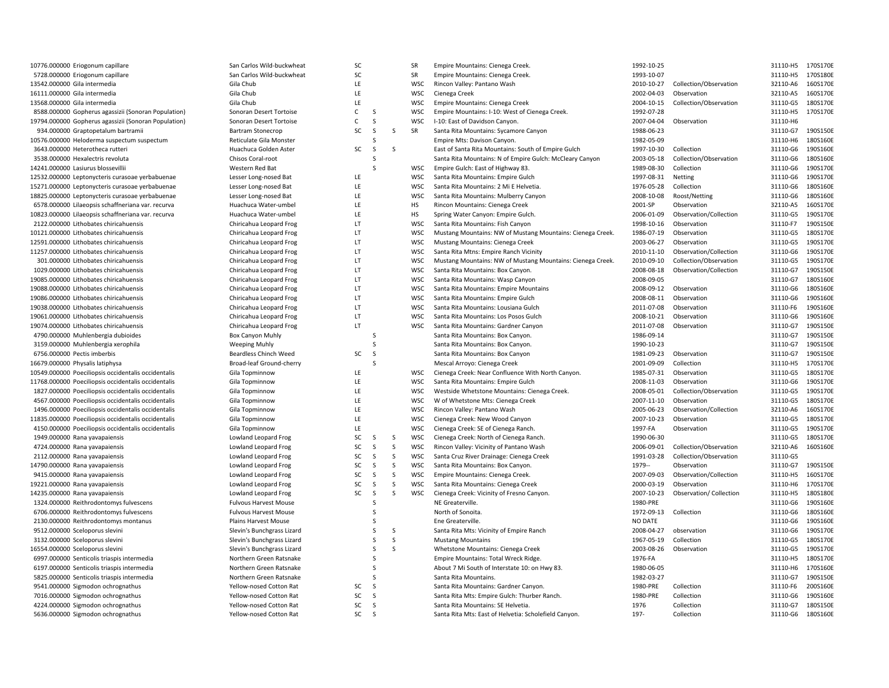| | | | | | | | | | | | |
|---|---|---|---|---|---|---|---|---|---|---|---|
| 10776.000000 | Eriogonum capillare | San Carlos Wild-buckwheat | SC | | | SR | Empire Mountains: Cienega Creek. | 1992-10-25 | | 31110-H5 | 170S170E |
| 5728.000000 | Eriogonum capillare | San Carlos Wild-buckwheat | SC | | | SR | Empire Mountains: Cienega Creek. | 1993-10-07 | | 31110-H5 | 170S180E |
| 13542.000000 | Gila intermedia | Gila Chub | LE | | | WSC | Rincon Valley: Pantano Wash | 2010-10-27 | Collection/Observation | 32110-A6 | 160S170E |
| 16111.000000 | Gila intermedia | Gila Chub | LE | | | WSC | Cienega Creek | 2002-04-03 | Observation | 32110-A5 | 160S170E |
| 13568.000000 | Gila intermedia | Gila Chub | LE | | | WSC | Empire Mountains: Cienega Creek | 2004-10-15 | Collection/Observation | 31110-G5 | 180S170E |
| 8588.000000 | Gopherus agassizii (Sonoran Population) | Sonoran Desert Tortoise | C | S | | WSC | Empire Mountains: I-10: West of Cienega Creek. | 1992-07-28 | | 31110-H5 | 170S170E |
| 19794.000000 | Gopherus agassizii (Sonoran Population) | Sonoran Desert Tortoise | C | S | | WSC | I-10: East of Davidson Canyon. | 2007-04-04 | Observation | 31110-H6 | |
| 934.000000 | Graptopetalum bartramii | Bartram Stonecrop | SC | S | S | SR | Santa Rita Mountains: Sycamore Canyon | 1988-06-23 | | 31110-G7 | 190S150E |
| 10576.000000 | Heloderma suspectum suspectum | Reticulate Gila Monster | | S | | | Empire Mts: Davison Canyon. | 1982-05-09 | | 31110-H6 | 180S160E |
| 3643.000000 | Heterotheca rutteri | Huachuca Golden Aster | SC | S | S | | East of Santa Rita Mountains: South of Empire Gulch | 1997-10-30 | Collection | 31110-G6 | 190S160E |
| 3538.000000 | Hexalectris revoluta | Chisos Coral-root | | S | | | Santa Rita Mountains: N of Empire Gulch: McCleary Canyon | 2003-05-18 | Collection/Observation | 31110-G6 | 180S160E |
| 14241.000000 | Lasiurus blossevillii | Western Red Bat | | S | | WSC | Empire Gulch: East of Highway 83. | 1989-08-30 | Collection | 31110-G6 | 190S170E |
| 12532.000000 | Leptonycteris curasoae yerbabuenae | Lesser Long-nosed Bat | LE | | | WSC | Santa Rita Mountains: Empire Gulch | 1997-08-31 | Netting | 31110-G6 | 190S170E |
| 15271.000000 | Leptonycteris curasoae yerbabuenae | Lesser Long-nosed Bat | LE | | | WSC | Santa Rita Mountains: 2 Mi E Helvetia. | 1976-05-28 | Collection | 31110-G6 | 180S160E |
| 18825.000000 | Leptonycteris curasoae yerbabuenae | Lesser Long-nosed Bat | LE | | | WSC | Santa Rita Mountains: Mulberry Canyon | 2008-10-08 | Roost/Netting | 31110-G6 | 180S160E |
| 6578.000000 | Lilaeopsis schaffneriana var. recurva | Huachuca Water-umbel | LE | | | HS | Rincon Mountains: Cienega Creek | 2001-SP | Observation | 32110-A5 | 160S170E |
| 10823.000000 | Lilaeopsis schaffneriana var. recurva | Huachuca Water-umbel | LE | | | HS | Spring Water Canyon: Empire Gulch. | 2006-01-09 | Observation/Collection | 31110-G5 | 190S170E |
| 2122.000000 | Lithobates chiricahuensis | Chiricahua Leopard Frog | LT | | | WSC | Santa Rita Mountains: Fish Canyon | 1998-10-16 | Observation | 31110-F7 | 190S150E |
| 10121.000000 | Lithobates chiricahuensis | Chiricahua Leopard Frog | LT | | | WSC | Mustang Mountains: NW of Mustang Mountains: Cienega Creek. | 1986-07-19 | Observation | 31110-G5 | 180S170E |
| 12591.000000 | Lithobates chiricahuensis | Chiricahua Leopard Frog | LT | | | WSC | Mustang Mountains: Cienega Creek | 2003-06-27 | Observation | 31110-G5 | 190S170E |
| 11257.000000 | Lithobates chiricahuensis | Chiricahua Leopard Frog | LT | | | WSC | Santa Rita Mtns: Empire Ranch Vicinity | 2010-11-10 | Observation/Collection | 31110-G6 | 190S170E |
| 301.000000 | Lithobates chiricahuensis | Chiricahua Leopard Frog | LT | | | WSC | Mustang Mountains: NW of Mustang Mountains: Cienega Creek. | 2010-09-10 | Collection/Observation | 31110-G5 | 190S170E |
| 1029.000000 | Lithobates chiricahuensis | Chiricahua Leopard Frog | LT | | | WSC | Santa Rita Mountains: Box Canyon. | 2008-08-18 | Observation/Collection | 31110-G7 | 190S150E |
| 19085.000000 | Lithobates chiricahuensis | Chiricahua Leopard Frog | LT | | | WSC | Santa Rita Mountains: Wasp Canyon | 2008-09-05 | | 31110-G7 | 180S160E |
| 19088.000000 | Lithobates chiricahuensis | Chiricahua Leopard Frog | LT | | | WSC | Santa Rita Mountains: Empire Mountains | 2008-09-12 | Observation | 31110-G6 | 180S160E |
| 19086.000000 | Lithobates chiricahuensis | Chiricahua Leopard Frog | LT | | | WSC | Santa Rita Mountains: Empire Gulch | 2008-08-11 | Observation | 31110-G6 | 190S160E |
| 19038.000000 | Lithobates chiricahuensis | Chiricahua Leopard Frog | LT | | | WSC | Santa Rita Mountains: Lousiana Gulch | 2011-07-08 | Observation | 31110-F6 | 190S160E |
| 19061.000000 | Lithobates chiricahuensis | Chiricahua Leopard Frog | LT | | | WSC | Santa Rita Mountains: Los Posos Gulch | 2008-10-21 | Observation | 31110-G6 | 190S160E |
| 19074.000000 | Lithobates chiricahuensis | Chiricahua Leopard Frog | LT | | | WSC | Santa Rita Mountains: Gardner Canyon | 2011-07-08 | Observation | 31110-G7 | 190S150E |
| 4790.000000 | Muhlenbergia dubioides | Box Canyon Muhly | | S | | | Santa Rita Mountains: Box Canyon. | 1986-09-14 | | 31110-G7 | 190S150E |
| 3159.000000 | Muhlenbergia xerophila | Weeping Muhly | | S | | | Santa Rita Mountains: Box Canyon. | 1990-10-23 | | 31110-G7 | 190S150E |
| 6756.000000 | Pectis imberbis | Beardless Chinch Weed | SC | S | | | Santa Rita Mountains: Box Canyon | 1981-09-23 | Observation | 31110-G7 | 190S150E |
| 16679.000000 | Physalis latiphysa | Broad-leaf Ground-cherry | | S | | | Mescal Arroyo: Cienega Creek | 2001-09-09 | Collection | 31110-H5 | 170S170E |
| 10549.000000 | Poeciliopsis occidentalis occidentalis | Gila Topminnow | LE | | | WSC | Cienega Creek: Near Confluence With North Canyon. | 1985-07-31 | Observation | 31110-G5 | 180S170E |
| 11768.000000 | Poeciliopsis occidentalis occidentalis | Gila Topminnow | LE | | | WSC | Santa Rita Mountains: Empire Gulch | 2008-11-03 | Observation | 31110-G6 | 190S170E |
| 1827.000000 | Poeciliopsis occidentalis occidentalis | Gila Topminnow | LE | | | WSC | Westside Whetstone Mountains: Cienega Creek. | 2008-05-01 | Collection/Observation | 31110-G5 | 190S170E |
| 4567.000000 | Poeciliopsis occidentalis occidentalis | Gila Topminnow | LE | | | WSC | W of Whetstone Mts: Cienega Creek | 2007-11-10 | Observation | 31110-G5 | 180S170E |
| 1496.000000 | Poeciliopsis occidentalis occidentalis | Gila Topminnow | LE | | | WSC | Rincon Valley: Pantano Wash | 2005-06-23 | Observation/Collection | 32110-A6 | 160S170E |
| 11835.000000 | Poeciliopsis occidentalis occidentalis | Gila Topminnow | LE | | | WSC | Cienega Creek: New Wood Canyon | 2007-10-23 | Observation | 31110-G5 | 180S170E |
| 4150.000000 | Poeciliopsis occidentalis occidentalis | Gila Topminnow | LE | | | WSC | Cienega Creek: SE of Cienega Ranch. | 1997-FA | Observation | 31110-G5 | 190S170E |
| 1949.000000 | Rana yavapaiensis | Lowland Leopard Frog | SC | S | S | WSC | Cienega Creek: North of Cienega Ranch. | 1990-06-30 | | 31110-G5 | 180S170E |
| 4724.000000 | Rana yavapaiensis | Lowland Leopard Frog | SC | S | S | WSC | Rincon Valley: Vicinity of Pantano Wash | 2006-09-01 | Collection/Observation | 32110-A6 | 160S160E |
| 2112.000000 | Rana yavapaiensis | Lowland Leopard Frog | SC | S | S | WSC | Santa Cruz River Drainage: Cienega Creek | 1991-03-28 | Collection/Observation | 31110-G5 | |
| 14790.000000 | Rana yavapaiensis | Lowland Leopard Frog | SC | S | S | WSC | Santa Rita Mountains: Box Canyon. | 1979-- | | 31110-G7 | 190S150E |
| 9415.000000 | Rana yavapaiensis | Lowland Leopard Frog | SC | S | S | WSC | Empire Mountains: Cienega Creek. | 2007-09-03 | Observation/Collection | 31110-H5 | 160S170E |
| 19221.000000 | Rana yavapaiensis | Lowland Leopard Frog | SC | S | S | WSC | Santa Rita Mountains: Cienega Creek | 2000-03-19 | Observation | 31110-H6 | 170S170E |
| 14235.000000 | Rana yavapaiensis | Lowland Leopard Frog | SC | S | S | WSC | Cienega Creek: Vicinity of Fresno Canyon. | 2007-10-23 | Observation/ Collection | 31110-H5 | 180S180E |
| 1324.000000 | Reithrodontomys fulvescens | Fulvous Harvest Mouse | | S | | | NE Greaterville. | 1980-PRE | | 31110-G6 | 190S160E |
| 6706.000000 | Reithrodontomys fulvescens | Fulvous Harvest Mouse | | S | | | North of Sonoita. | 1972-09-13 | Collection | 31110-G6 | 180S160E |
| 2130.000000 | Reithrodontomys montanus | Plains Harvest Mouse | | S | | | Ene Greaterville. | NO DATE | | 31110-G6 | 190S160E |
| 9512.000000 | Sceloporus slevini | Slevin's Bunchgrass Lizard | | S | S | | Santa Rita Mts: Vicinity of Empire Ranch | 2008-04-27 | observation | 31110-G6 | 190S170E |
| 3132.000000 | Sceloporus slevini | Slevin's Bunchgrass Lizard | | S | S | | Mustang Mountains | 1967-05-19 | Collection | 31110-G5 | 180S170E |
| 16554.000000 | Sceloporus slevini | Slevin's Bunchgrass Lizard | | S | S | | Whetstone Mountains: Cienega Creek | 2003-08-26 | Observation | 31110-G5 | 190S170E |
| 6997.000000 | Senticolis triaspis intermedia | Northern Green Ratsnake | | S | | | Empire Mountains: Total Wreck Ridge. | 1976-FA | | 31110-H5 | 180S170E |
| 6197.000000 | Senticolis triaspis intermedia | Northern Green Ratsnake | | S | | | About 7 Mi South of Interstate 10: on Hwy 83. | 1980-06-05 | | 31110-H6 | 170S160E |
| 5825.000000 | Senticolis triaspis intermedia | Northern Green Ratsnake | | S | | | Santa Rita Mountains. | 1982-03-27 | | 31110-G7 | 190S150E |
| 9541.000000 | Sigmodon ochrognathus | Yellow-nosed Cotton Rat | SC | S | | | Santa Rita Mountains: Gardner Canyon. | 1980-PRE | Collection | 31110-F6 | 200S160E |
| 7016.000000 | Sigmodon ochrognathus | Yellow-nosed Cotton Rat | SC | S | | | Santa Rita Mts: Empire Gulch: Thurber Ranch. | 1980-PRE | Collection | 31110-G6 | 190S160E |
| 4224.000000 | Sigmodon ochrognathus | Yellow-nosed Cotton Rat | SC | S | | | Santa Rita Mountains: SE Helvetia. | 1976 | Collection | 31110-G7 | 180S150E |
| 5636.000000 | Sigmodon ochrognathus | Yellow-nosed Cotton Rat | SC | S | | | Santa Rita Mts: East of Helvetia: Scholefield Canyon. | 197- | Collection | 31110-G6 | 180S160E |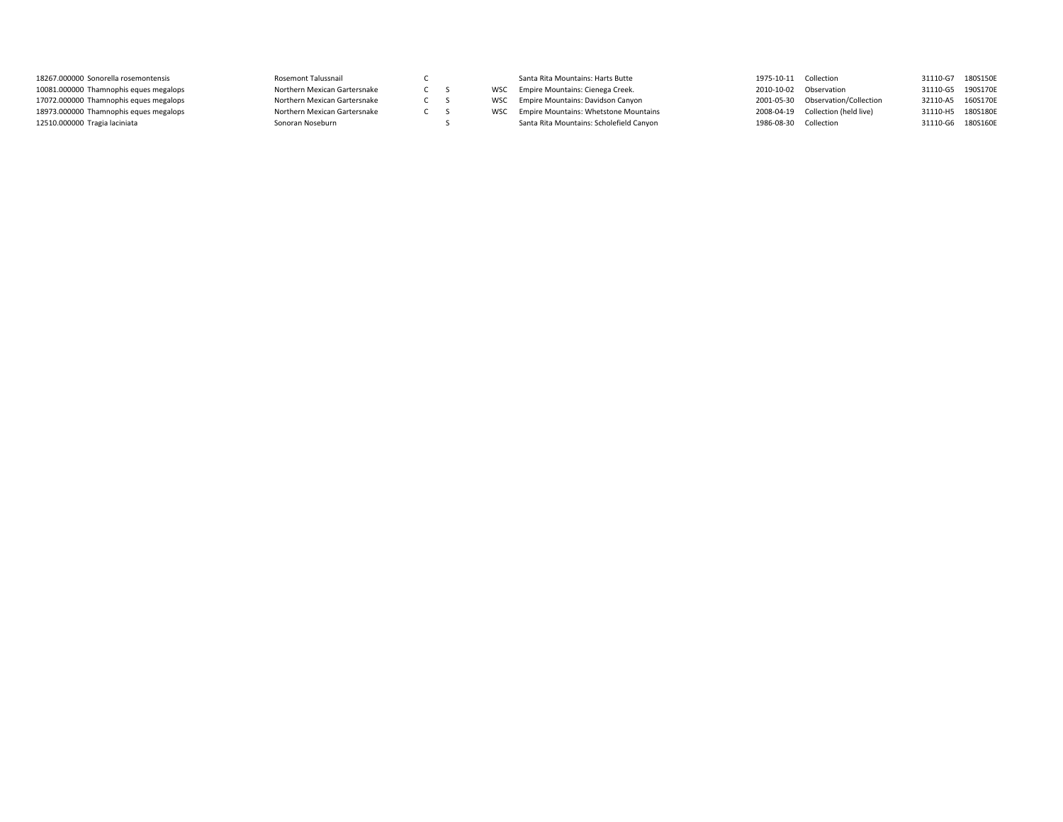| | | | | | | | | | | | |
|---|---|---|---|---|---|---|---|---|---|---|---|
| 18267.000000 | Sonorella rosemontensis | Rosemont Talussnail | C | | | Santa Rita Mountains: Harts Butte | 1975-10-11 | Collection | 31110-G7 | 180S150E |
| 10081.000000 | Thamnophis eques megalops | Northern Mexican Gartersnake | C | S | WSC | Empire Mountains: Cienega Creek. | 2010-10-02 | Observation | 31110-G5 | 190S170E |
| 17072.000000 | Thamnophis eques megalops | Northern Mexican Gartersnake | C | S | WSC | Empire Mountains: Davidson Canyon | 2001-05-30 | Observation/Collection | 32110-A5 | 160S170E |
| 18973.000000 | Thamnophis eques megalops | Northern Mexican Gartersnake | C | S | WSC | Empire Mountains: Whetstone Mountains | 2008-04-19 | Collection (held live) | 31110-H5 | 180S180E |
| 12510.000000 | Tragia laciniata | Sonoran Noseburn | | S | | Santa Rita Mountains: Scholefield Canyon | 1986-08-30 | Collection | 31110-G6 | 180S160E |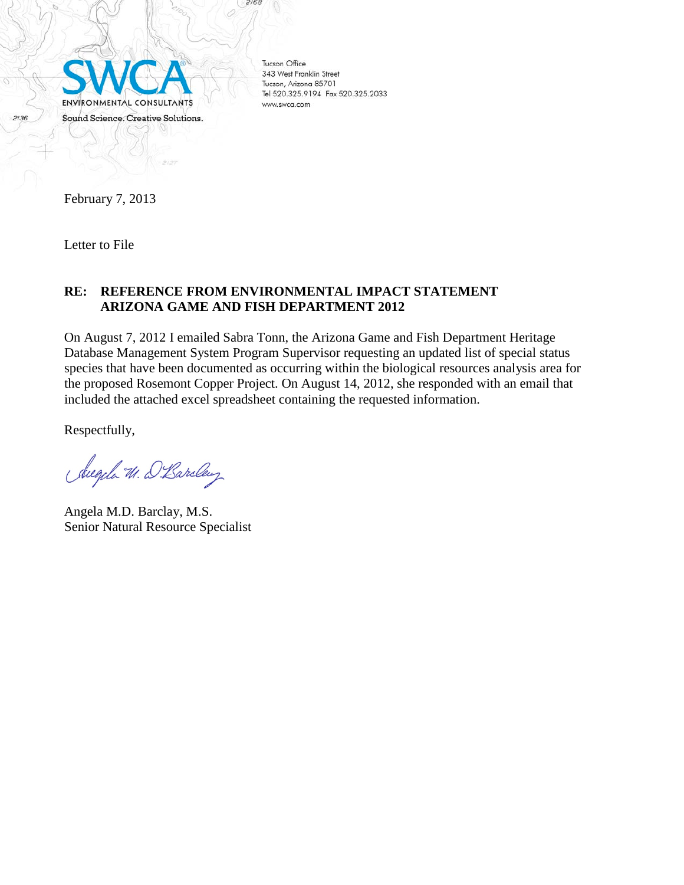**SWCA**
ENVIRONMENTAL CONSULTANTS
Sound Science. Creative Solutions.

Tucson Office
343 West Franklin Street
Tucson, Arizona 85701
Tel 520.325.9194 Fax 520.325.2033
www.swca.com

February 7, 2013

Letter to File

**RE: REFERENCE FROM ENVIRONMENTAL IMPACT STATEMENT ARIZONA GAME AND FISH DEPARTMENT 2012**

On August 7, 2012 I emailed Sabra Tonn, the Arizona Game and Fish Department Heritage Database Management System Program Supervisor requesting an updated list of special status species that have been documented as occurring within the biological resources analysis area for the proposed Rosemont Copper Project. On August 14, 2012, she responded with an email that included the attached excel spreadsheet containing the requested information.

Respectfully,

Angela M.D. Barclay

Angela M.D. Barclay, M.S.
Senior Natural Resource Specialist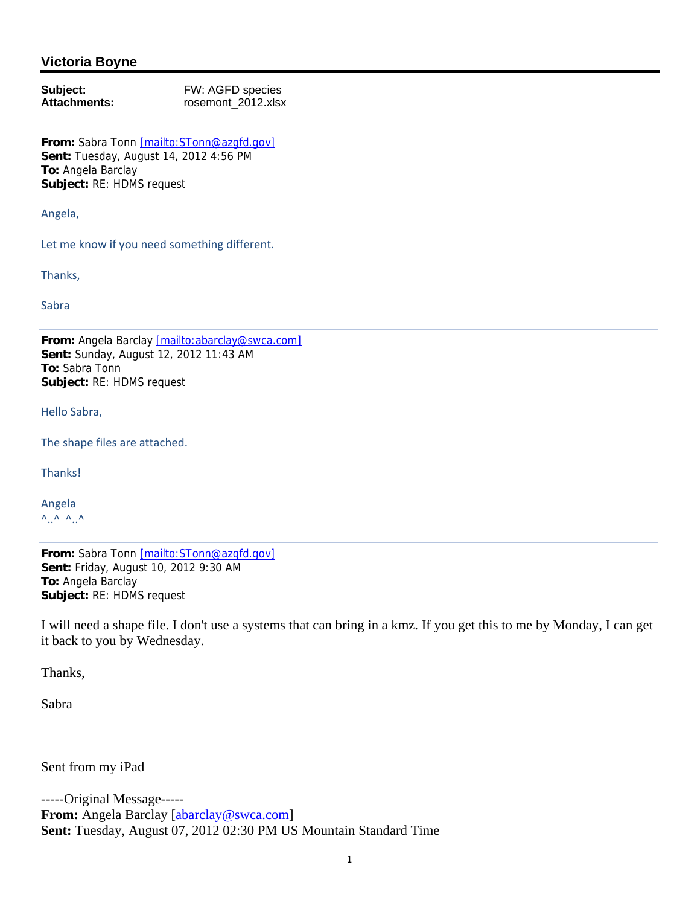## Victoria Boyne

**Subject:** FW: AGFD species
**Attachments:** rosemont_2012.xlsx

**From:** Sabra Tonn [mailto:STonn@azgfd.gov]
**Sent:** Tuesday, August 14, 2012 4:56 PM
**To:** Angela Barclay
**Subject:** RE: HDMS request

Angela,

Let me know if you need something different.

Thanks,

Sabra

---

**From:** Angela Barclay [mailto:abarclay@swca.com]
**Sent:** Sunday, August 12, 2012 11:43 AM
**To:** Sabra Tonn
**Subject:** RE: HDMS request

Hello Sabra,

The shape files are attached.

Thanks!

Angela
^..^ ^..^

---

**From:** Sabra Tonn [mailto:STonn@azgfd.gov]
**Sent:** Friday, August 10, 2012 9:30 AM
**To:** Angela Barclay
**Subject:** RE: HDMS request

I will need a shape file. I don't use a systems that can bring in a kmz. If you get this to me by Monday, I can get it back to you by Wednesday.

Thanks,

Sabra

Sent from my iPad

-----Original Message-----
**From:** Angela Barclay [abarclay@swca.com]
**Sent:** Tuesday, August 07, 2012 02:30 PM US Mountain Standard Time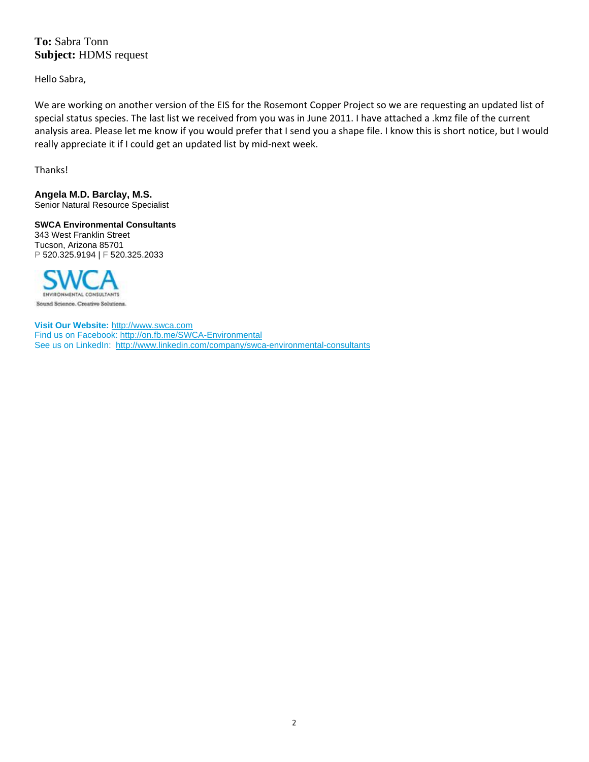**To:** Sabra Tonn
**Subject:** HDMS request

Hello Sabra,

We are working on another version of the EIS for the Rosemont Copper Project so we are requesting an updated list of special status species. The last list we received from you was in June 2011. I have attached a .kmz file of the current analysis area. Please let me know if you would prefer that I send you a shape file. I know this is short notice, but I would really appreciate it if I could get an updated list by mid-next week.

Thanks!

**Angela M.D. Barclay, M.S.**
Senior Natural Resource Specialist

**SWCA Environmental Consultants**
343 West Franklin Street
Tucson, Arizona 85701
P 520.325.9194 | F 520.325.2033

SWCA
ENVIRONMENTAL CONSULTANTS
Sound Science. Creative Solutions.

**Visit Our Website:** http://www.swca.com
Find us on Facebook: http://on.fb.me/SWCA-Environmental
See us on LinkedIn: http://www.linkedin.com/company/swca-environmental-consultants